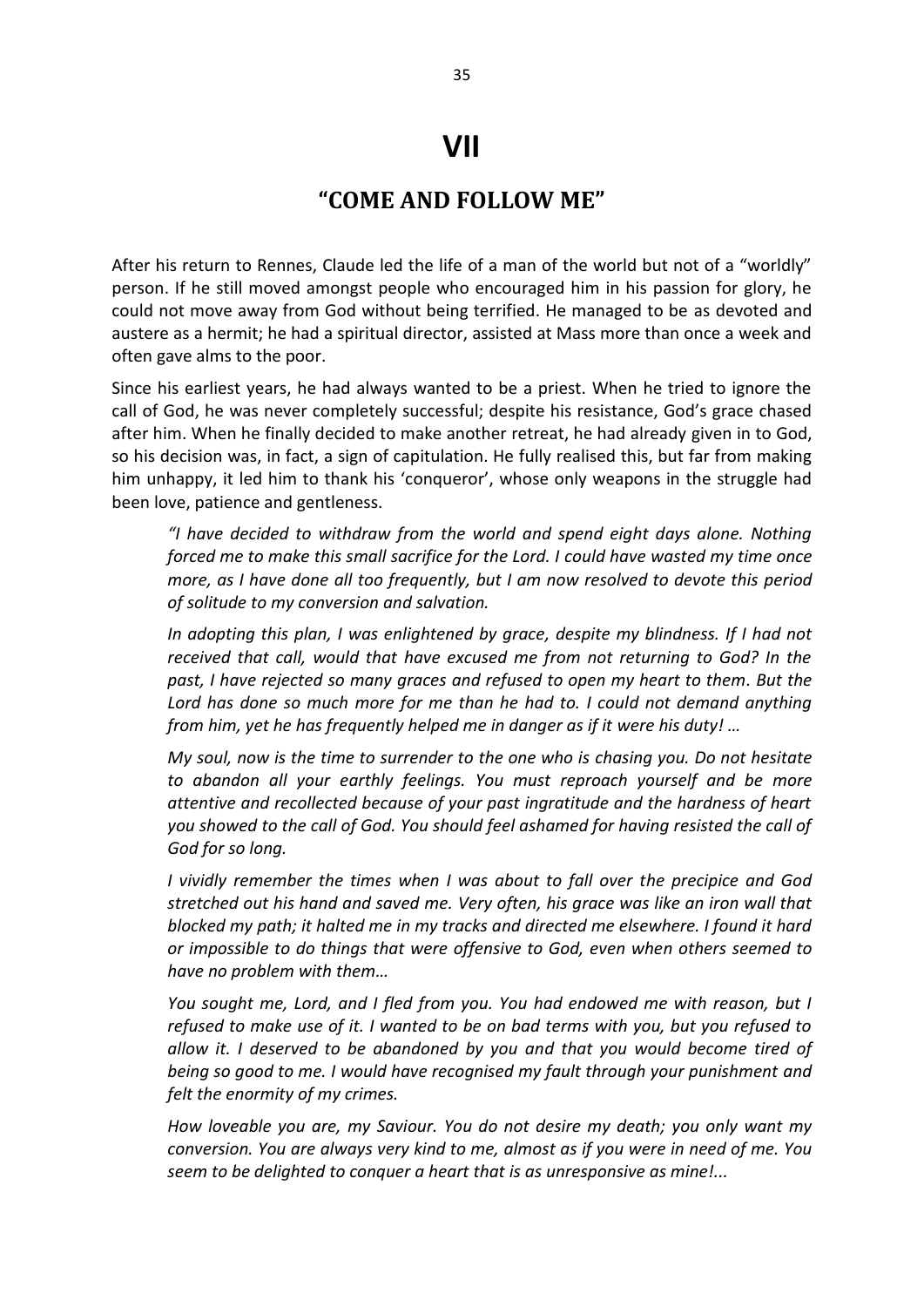# VII

## "COME AND FOLLOW ME"

After his return to Rennes, Claude led the life of a man of the world but not of a "worldly" person. If he still moved amongst people who encouraged him in his passion for glory, he could not move away from God without being terrified. He managed to be as devoted and austere as a hermit; he had a spiritual director, assisted at Mass more than once a week and often gave alms to the poor.

Since his earliest years, he had always wanted to be a priest. When he tried to ignore the call of God, he was never completely successful; despite his resistance, God's grace chased after him. When he finally decided to make another retreat, he had already given in to God, so his decision was, in fact, a sign of capitulation. He fully realised this, but far from making him unhappy, it led him to thank his 'conqueror', whose only weapons in the struggle had been love, patience and gentleness.

> *"I have decided to withdraw from the world and spend eight days alone. Nothing forced me to make this small sacrifice for the Lord. I could have wasted my time once more, as I have done all too frequently, but I am now resolved to devote this period of solitude to my conversion and salvation.*
>
> *In adopting this plan, I was enlightened by grace, despite my blindness. If I had not received that call, would that have excused me from not returning to God? In the past, I have rejected so many graces and refused to open my heart to them. But the Lord has done so much more for me than he had to. I could not demand anything from him, yet he has frequently helped me in danger as if it were his duty! …*
>
> *My soul, now is the time to surrender to the one who is chasing you. Do not hesitate to abandon all your earthly feelings. You must reproach yourself and be more attentive and recollected because of your past ingratitude and the hardness of heart you showed to the call of God. You should feel ashamed for having resisted the call of God for so long.*
>
> *I vividly remember the times when I was about to fall over the precipice and God stretched out his hand and saved me. Very often, his grace was like an iron wall that blocked my path; it halted me in my tracks and directed me elsewhere. I found it hard or impossible to do things that were offensive to God, even when others seemed to have no problem with them…*
>
> *You sought me, Lord, and I fled from you. You had endowed me with reason, but I refused to make use of it. I wanted to be on bad terms with you, but you refused to allow it. I deserved to be abandoned by you and that you would become tired of being so good to me. I would have recognised my fault through your punishment and felt the enormity of my crimes.*
>
> *How loveable you are, my Saviour. You do not desire my death; you only want my conversion. You are always very kind to me, almost as if you were in need of me. You seem to be delighted to conquer a heart that is as unresponsive as mine!...*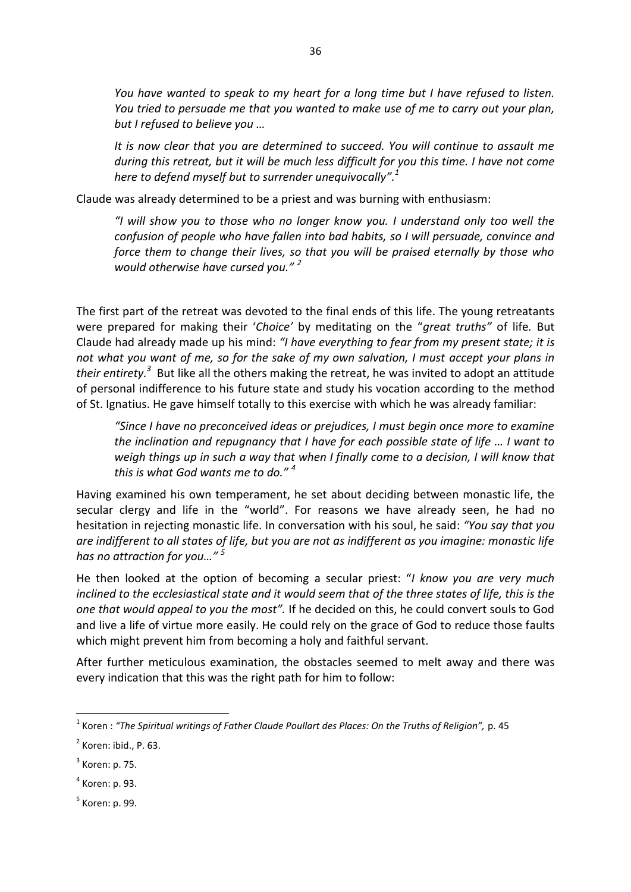> *You have wanted to speak to my heart for a long time but I have refused to listen. You tried to persuade me that you wanted to make use of me to carry out your plan, but I refused to believe you …*
>
> *It is now clear that you are determined to succeed. You will continue to assault me during this retreat, but it will be much less difficult for you this time. I have not come here to defend myself but to surrender unequivocally".*[1]

Claude was already determined to be a priest and was burning with enthusiasm:

> *"I will show you to those who no longer know you. I understand only too well the confusion of people who have fallen into bad habits, so I will persuade, convince and force them to change their lives, so that you will be praised eternally by those who would otherwise have cursed you."* [2]

The first part of the retreat was devoted to the final ends of this life. The young retreatants were prepared for making their '*Choice'* by meditating on the "*great truths"* of life. But Claude had already made up his mind: *"I have everything to fear from my present state; it is not what you want of me, so for the sake of my own salvation, I must accept your plans in their entirety.*[3] But like all the others making the retreat, he was invited to adopt an attitude of personal indifference to his future state and study his vocation according to the method of St. Ignatius. He gave himself totally to this exercise with which he was already familiar:

> *"Since I have no preconceived ideas or prejudices, I must begin once more to examine the inclination and repugnancy that I have for each possible state of life … I want to weigh things up in such a way that when I finally come to a decision, I will know that this is what God wants me to do."* [4]

Having examined his own temperament, he set about deciding between monastic life, the secular clergy and life in the "world". For reasons we have already seen, he had no hesitation in rejecting monastic life. In conversation with his soul, he said: *"You say that you are indifferent to all states of life, but you are not as indifferent as you imagine: monastic life has no attraction for you…"* [5]

He then looked at the option of becoming a secular priest: "*I know you are very much inclined to the ecclesiastical state and it would seem that of the three states of life, this is the one that would appeal to you the most".* If he decided on this, he could convert souls to God and live a life of virtue more easily. He could rely on the grace of God to reduce those faults which might prevent him from becoming a holy and faithful servant.

After further meticulous examination, the obstacles seemed to melt away and there was every indication that this was the right path for him to follow:

---

[1] Koren : *"The Spiritual writings of Father Claude Poullart des Places: On the Truths of Religion",* p. 45

[2] Koren: ibid., P. 63.

[3] Koren: p. 75.

[4] Koren: p. 93.

[5] Koren: p. 99.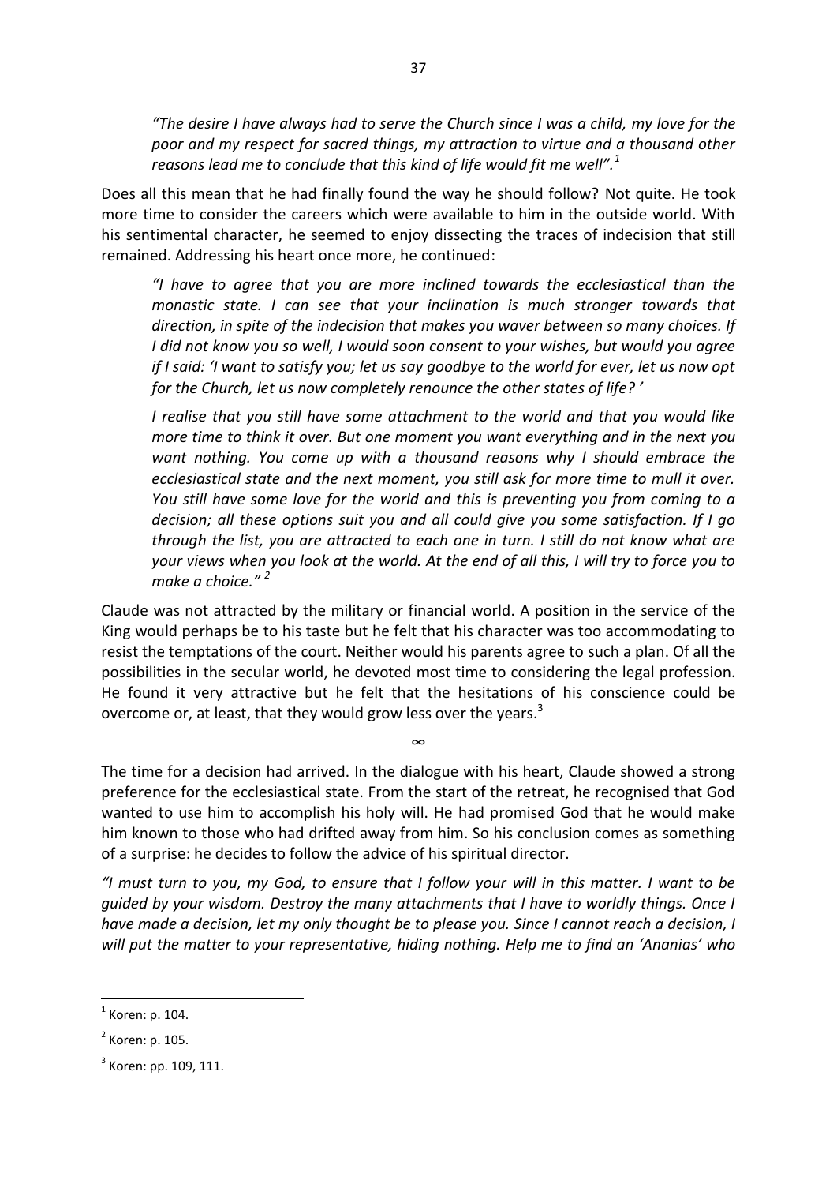*"The desire I have always had to serve the Church since I was a child, my love for the poor and my respect for sacred things, my attraction to virtue and a thousand other reasons lead me to conclude that this kind of life would fit me well".*[1]

Does all this mean that he had finally found the way he should follow? Not quite. He took more time to consider the careers which were available to him in the outside world. With his sentimental character, he seemed to enjoy dissecting the traces of indecision that still remained. Addressing his heart once more, he continued:

> *"I have to agree that you are more inclined towards the ecclesiastical than the monastic state. I can see that your inclination is much stronger towards that direction, in spite of the indecision that makes you waver between so many choices. If I did not know you so well, I would soon consent to your wishes, but would you agree if I said: 'I want to satisfy you; let us say goodbye to the world for ever, let us now opt for the Church, let us now completely renounce the other states of life? '*
>
> *I realise that you still have some attachment to the world and that you would like more time to think it over. But one moment you want everything and in the next you want nothing. You come up with a thousand reasons why I should embrace the ecclesiastical state and the next moment, you still ask for more time to mull it over. You still have some love for the world and this is preventing you from coming to a decision; all these options suit you and all could give you some satisfaction. If I go through the list, you are attracted to each one in turn. I still do not know what are your views when you look at the world. At the end of all this, I will try to force you to make a choice."* [2]

Claude was not attracted by the military or financial world. A position in the service of the King would perhaps be to his taste but he felt that his character was too accommodating to resist the temptations of the court. Neither would his parents agree to such a plan. Of all the possibilities in the secular world, he devoted most time to considering the legal profession. He found it very attractive but he felt that the hesitations of his conscience could be overcome or, at least, that they would grow less over the years.[3]

∞

The time for a decision had arrived. In the dialogue with his heart, Claude showed a strong preference for the ecclesiastical state. From the start of the retreat, he recognised that God wanted to use him to accomplish his holy will. He had promised God that he would make him known to those who had drifted away from him. So his conclusion comes as something of a surprise: he decides to follow the advice of his spiritual director.

*"I must turn to you, my God, to ensure that I follow your will in this matter. I want to be guided by your wisdom. Destroy the many attachments that I have to worldly things. Once I have made a decision, let my only thought be to please you. Since I cannot reach a decision, I will put the matter to your representative, hiding nothing. Help me to find an 'Ananias' who*

---

[1] Koren: p. 104.

[2] Koren: p. 105.

[3] Koren: pp. 109, 111.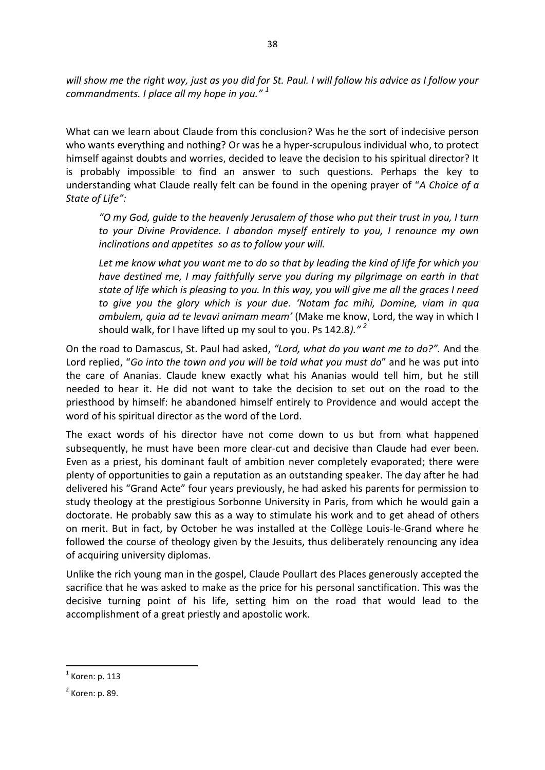*will show me the right way, just as you did for St. Paul. I will follow his advice as I follow your commandments. I place all my hope in you."* [1]

What can we learn about Claude from this conclusion? Was he the sort of indecisive person who wants everything and nothing? Or was he a hyper-scrupulous individual who, to protect himself against doubts and worries, decided to leave the decision to his spiritual director? It is probably impossible to find an answer to such questions. Perhaps the key to understanding what Claude really felt can be found in the opening prayer of "*A Choice of a State of Life":*

> *"O my God, guide to the heavenly Jerusalem of those who put their trust in you, I turn to your Divine Providence. I abandon myself entirely to you, I renounce my own inclinations and appetites so as to follow your will.*
>
> *Let me know what you want me to do so that by leading the kind of life for which you have destined me, I may faithfully serve you during my pilgrimage on earth in that state of life which is pleasing to you. In this way, you will give me all the graces I need to give you the glory which is your due. 'Notam fac mihi, Domine, viam in qua ambulem, quia ad te levavi animam meam'* (Make me know, Lord, the way in which I should walk, for I have lifted up my soul to you. Ps 142.8*)."* [2]

On the road to Damascus, St. Paul had asked, *"Lord, what do you want me to do?".* And the Lord replied, "*Go into the town and you will be told what you must do*" and he was put into the care of Ananias. Claude knew exactly what his Ananias would tell him, but he still needed to hear it. He did not want to take the decision to set out on the road to the priesthood by himself: he abandoned himself entirely to Providence and would accept the word of his spiritual director as the word of the Lord.

The exact words of his director have not come down to us but from what happened subsequently, he must have been more clear-cut and decisive than Claude had ever been. Even as a priest, his dominant fault of ambition never completely evaporated; there were plenty of opportunities to gain a reputation as an outstanding speaker. The day after he had delivered his "Grand Acte" four years previously, he had asked his parents for permission to study theology at the prestigious Sorbonne University in Paris, from which he would gain a doctorate. He probably saw this as a way to stimulate his work and to get ahead of others on merit. But in fact, by October he was installed at the Collège Louis-le-Grand where he followed the course of theology given by the Jesuits, thus deliberately renouncing any idea of acquiring university diplomas.

Unlike the rich young man in the gospel, Claude Poullart des Places generously accepted the sacrifice that he was asked to make as the price for his personal sanctification. This was the decisive turning point of his life, setting him on the road that would lead to the accomplishment of a great priestly and apostolic work.

---

[1] Koren: p. 113

[2] Koren: p. 89.